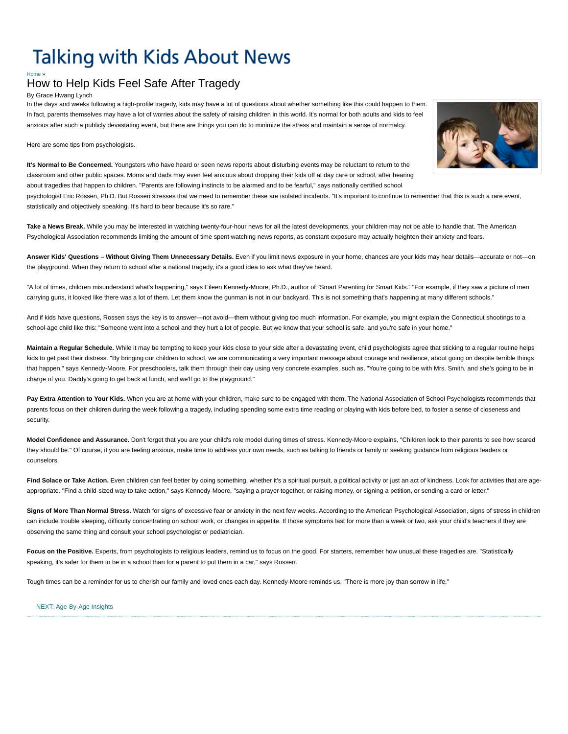# Talking with Kids About News

Home »

## How to Help Kids Feel Safe After Tragedy

By Grace Hwang Lynch

In the days and weeks following a high-profile tragedy, kids may have a lot of questions about whether something like this could happen to them. In fact, parents themselves may have a lot of worries about the safety of raising children in this world. It's normal for both adults and kids to feel anxious after such a publicly devastating event, but there are things you can do to minimize the stress and maintain a sense of normalcy.

Here are some tips from psychologists.

**It's Normal to Be Concerned.** Youngsters who have heard or seen news reports about disturbing events may be reluctant to return to the classroom and other public spaces. Moms and dads may even feel anxious about dropping their kids off at day care or school, after hearing about tragedies that happen to children. "Parents are following instincts to be alarmed and to be fearful," says nationally certified school psychologist Eric Rossen, Ph.D. But Rossen stresses that we need to remember these are isolated incidents. "It's important to continue to remember that this is such a rare event, statistically and objectively speaking. It's hard to bear because it's so rare."

**Take a News Break.** While you may be interested in watching twenty-four-hour news for all the latest developments, your children may not be able to handle that. The American Psychological Association recommends limiting the amount of time spent watching news reports, as constant exposure may actually heighten their anxiety and fears.

**Answer Kids' Questions – Without Giving Them Unnecessary Details.** Even if you limit news exposure in your home, chances are your kids may hear details—accurate or not—on the playground. When they return to school after a national tragedy, it's a good idea to ask what they've heard.

"A lot of times, children misunderstand what's happening," says Eileen Kennedy-Moore, Ph.D., author of "Smart Parenting for Smart Kids." "For example, if they saw a picture of men carrying guns, it looked like there was a lot of them. Let them know the gunman is not in our backyard. This is not something that's happening at many different schools."

And if kids have questions, Rossen says the key is to answer—not avoid—them without giving too much information. For example, you might explain the Connecticut shootings to a school-age child like this: "Someone went into a school and they hurt a lot of people. But we know that your school is safe, and you're safe in your home."

**Maintain a Regular Schedule.** While it may be tempting to keep your kids close to your side after a devastating event, child psychologists agree that sticking to a regular routine helps kids to get past their distress. "By bringing our children to school, we are communicating a very important message about courage and resilience, about going on despite terrible things that happen," says Kennedy-Moore. For preschoolers, talk them through their day using very concrete examples, such as, "You're going to be with Mrs. Smith, and she's going to be in charge of you. Daddy's going to get back at lunch, and we'll go to the playground."

**Pay Extra Attention to Your Kids.** When you are at home with your children, make sure to be engaged with them. The National Association of School Psychologists recommends that parents focus on their children during the week following a tragedy, including spending some extra time reading or playing with kids before bed, to foster a sense of closeness and security.

**Model Confidence and Assurance.** Don't forget that you are your child's role model during times of stress. Kennedy-Moore explains, "Children look to their parents to see how scared they should be." Of course, if you are feeling anxious, make time to address your own needs, such as talking to friends or family or seeking guidance from religious leaders or counselors.

**Find Solace or Take Action.** Even children can feel better by doing something, whether it's a spiritual pursuit, a political activity or just an act of kindness. Look for activities that are age-appropriate. "Find a child-sized way to take action," says Kennedy-Moore, "saying a prayer together, or raising money, or signing a petition, or sending a card or letter."

**Signs of More Than Normal Stress.** Watch for signs of excessive fear or anxiety in the next few weeks. According to the American Psychological Association, signs of stress in children can include trouble sleeping, difficulty concentrating on school work, or changes in appetite. If those symptoms last for more than a week or two, ask your child's teachers if they are observing the same thing and consult your school psychologist or pediatrician.

**Focus on the Positive.** Experts, from psychologists to religious leaders, remind us to focus on the good. For starters, remember how unusual these tragedies are. "Statistically speaking, it's safer for them to be in a school than for a parent to put them in a car," says Rossen.

Tough times can be a reminder for us to cherish our family and loved ones each day. Kennedy-Moore reminds us, "There is more joy than sorrow in life."

NEXT: Age-By-Age Insights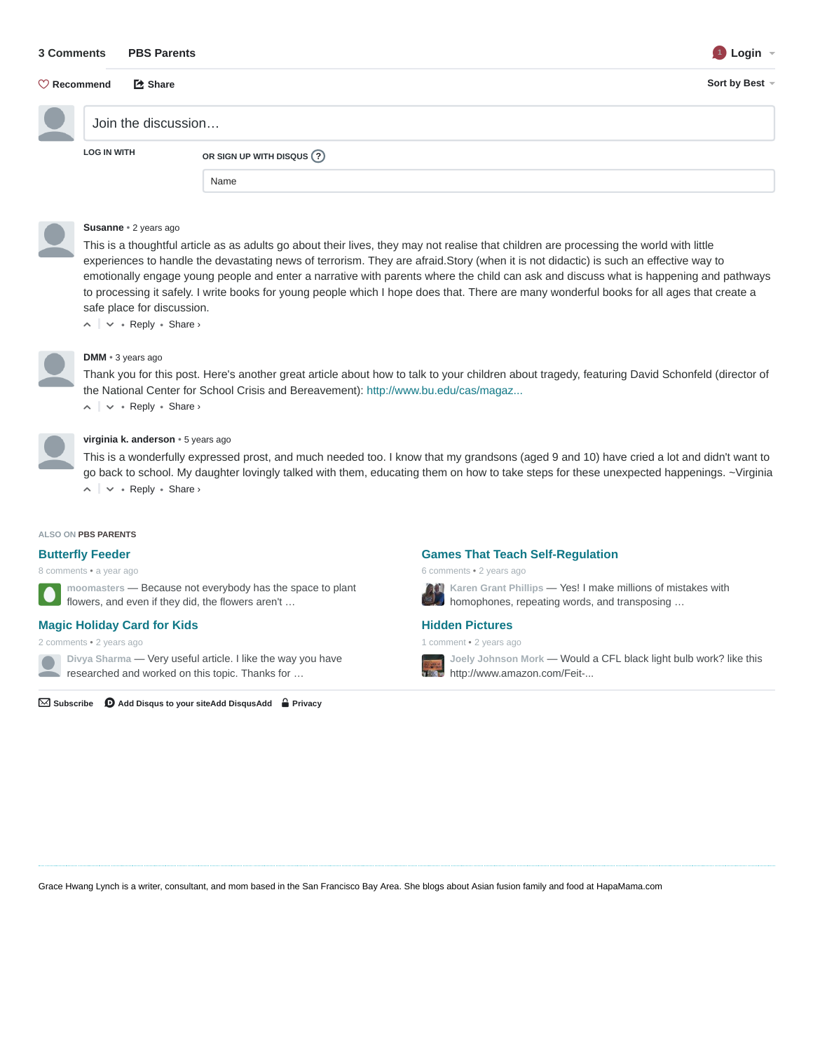3 Comments **PBS Parents** Login

Recommend Share Sort by Best

Join the discussion…

LOG IN WITH

OR SIGN UP WITH DISQUS ?

Name

**Susanne** • 2 years ago

This is a thoughtful article as as adults go about their lives, they may not realise that children are processing the world with little experiences to handle the devastating news of terrorism. They are afraid.Story (when it is not didactic) is such an effective way to emotionally engage young people and enter a narrative with parents where the child can ask and discuss what is happening and pathways to processing it safely. I write books for young people which I hope does that. There are many wonderful books for all ages that create a safe place for discussion.

• Reply • Share ›

**DMM** • 3 years ago

Thank you for this post. Here's another great article about how to talk to your children about tragedy, featuring David Schonfeld (director of the National Center for School Crisis and Bereavement): http://www.bu.edu/cas/magaz...

• Reply • Share ›

**virginia k. anderson** • 5 years ago

This is a wonderfully expressed prost, and much needed too. I know that my grandsons (aged 9 and 10) have cried a lot and didn't want to go back to school. My daughter lovingly talked with them, educating them on how to take steps for these unexpected happenings. ~Virginia

• Reply • Share ›

ALSO ON **PBS PARENTS**

**Butterfly Feeder**

8 comments • a year ago

moomasters — Because not everybody has the space to plant flowers, and even if they did, the flowers aren't …

**Games That Teach Self-Regulation**

6 comments • 2 years ago

Karen Grant Phillips — Yes! I make millions of mistakes with homophones, repeating words, and transposing …

**Magic Holiday Card for Kids**

2 comments • 2 years ago

Divya Sharma — Very useful article. I like the way you have researched and worked on this topic. Thanks for …

**Hidden Pictures**

1 comment • 2 years ago

Joely Johnson Mork — Would a CFL black light bulb work? like this http://www.amazon.com/Feit-...

Subscribe Add Disqus to your siteAdd DisqusAdd Privacy

Grace Hwang Lynch is a writer, consultant, and mom based in the San Francisco Bay Area. She blogs about Asian fusion family and food at HapaMama.com